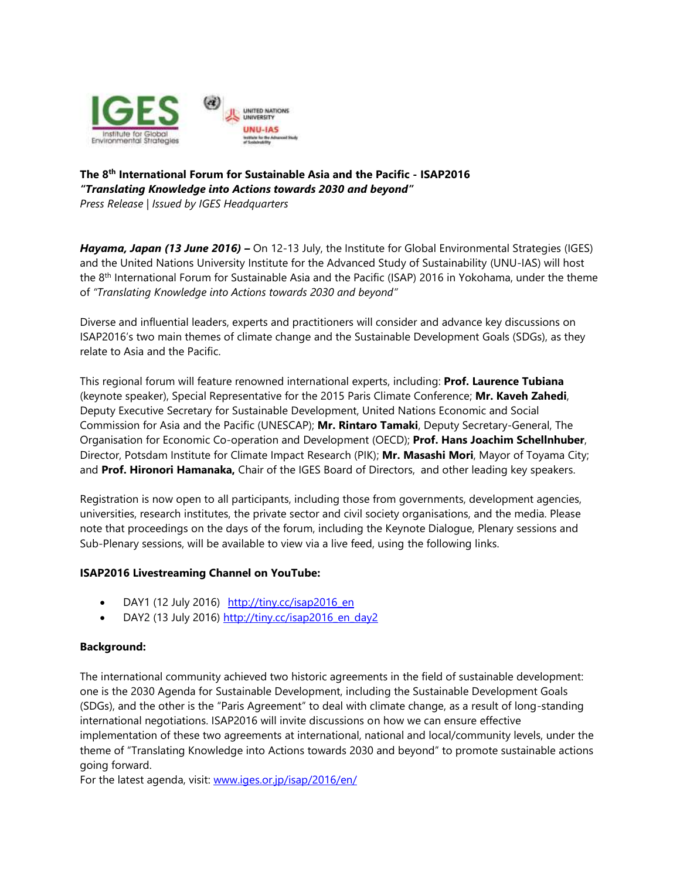**The 8th International Forum for Sustainable Asia and the Pacific - ISAP2016**
***"Translating Knowledge into Actions towards 2030 and beyond"***
*Press Release | Issued by IGES Headquarters*

***Hayama, Japan (13 June 2016) –*** On 12-13 July, the Institute for Global Environmental Strategies (IGES) and the United Nations University Institute for the Advanced Study of Sustainability (UNU-IAS) will host the 8th International Forum for Sustainable Asia and the Pacific (ISAP) 2016 in Yokohama, under the theme of *"Translating Knowledge into Actions towards 2030 and beyond"*

Diverse and influential leaders, experts and practitioners will consider and advance key discussions on ISAP2016's two main themes of climate change and the Sustainable Development Goals (SDGs), as they relate to Asia and the Pacific.

This regional forum will feature renowned international experts, including: **Prof. Laurence Tubiana** (keynote speaker), Special Representative for the 2015 Paris Climate Conference; **Mr. Kaveh Zahedi**, Deputy Executive Secretary for Sustainable Development, United Nations Economic and Social Commission for Asia and the Pacific (UNESCAP); **Mr. Rintaro Tamaki**, Deputy Secretary-General, The Organisation for Economic Co-operation and Development (OECD); **Prof. Hans Joachim Schellnhuber**, Director, Potsdam Institute for Climate Impact Research (PIK); **Mr. Masashi Mori**, Mayor of Toyama City; and **Prof. Hironori Hamanaka,** Chair of the IGES Board of Directors, and other leading key speakers.

Registration is now open to all participants, including those from governments, development agencies, universities, research institutes, the private sector and civil society organisations, and the media. Please note that proceedings on the days of the forum, including the Keynote Dialogue, Plenary sessions and Sub-Plenary sessions, will be available to view via a live feed, using the following links.

**ISAP2016 Livestreaming Channel on YouTube:**

- DAY1 (12 July 2016) http://tiny.cc/isap2016_en
- DAY2 (13 July 2016) http://tiny.cc/isap2016_en_day2

**Background:**

The international community achieved two historic agreements in the field of sustainable development: one is the 2030 Agenda for Sustainable Development, including the Sustainable Development Goals (SDGs), and the other is the "Paris Agreement" to deal with climate change, as a result of long-standing international negotiations. ISAP2016 will invite discussions on how we can ensure effective implementation of these two agreements at international, national and local/community levels, under the theme of "Translating Knowledge into Actions towards 2030 and beyond" to promote sustainable actions going forward.
For the latest agenda, visit: www.iges.or.jp/isap/2016/en/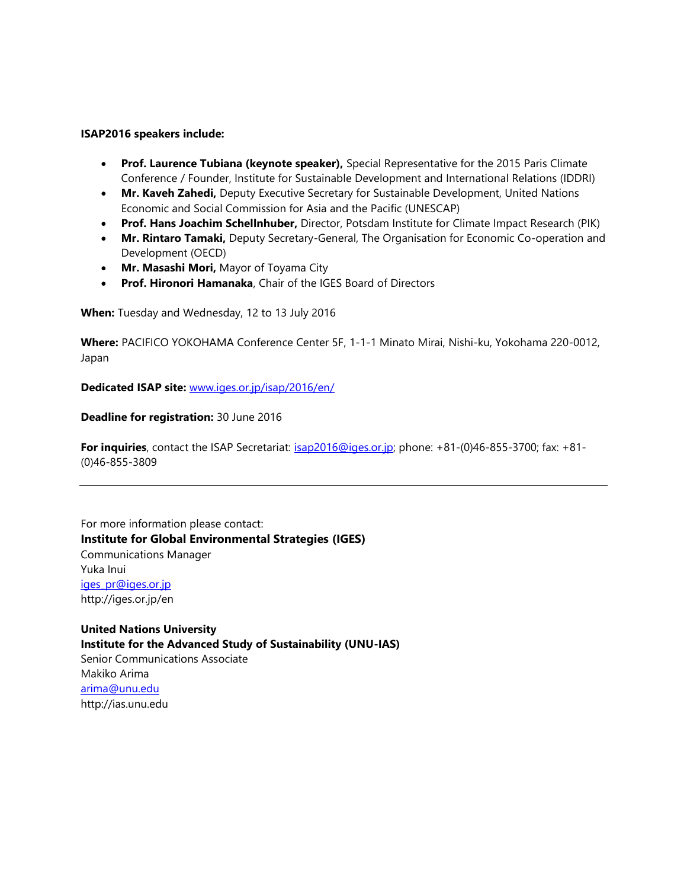**ISAP2016 speakers include:**

- **Prof. Laurence Tubiana (keynote speaker),** Special Representative for the 2015 Paris Climate Conference / Founder, Institute for Sustainable Development and International Relations (IDDRI)
- **Mr. Kaveh Zahedi,** Deputy Executive Secretary for Sustainable Development, United Nations Economic and Social Commission for Asia and the Pacific (UNESCAP)
- **Prof. Hans Joachim Schellnhuber,** Director, Potsdam Institute for Climate Impact Research (PIK)
- **Mr. Rintaro Tamaki,** Deputy Secretary-General, The Organisation for Economic Co-operation and Development (OECD)
- **Mr. Masashi Mori,** Mayor of Toyama City
- **Prof. Hironori Hamanaka**, Chair of the IGES Board of Directors

**When:** Tuesday and Wednesday, 12 to 13 July 2016

**Where:** PACIFICO YOKOHAMA Conference Center 5F, 1-1-1 Minato Mirai, Nishi-ku, Yokohama 220-0012, Japan

**Dedicated ISAP site:** www.iges.or.jp/isap/2016/en/

**Deadline for registration:** 30 June 2016

**For inquiries**, contact the ISAP Secretariat: isap2016@iges.or.jp; phone: +81-(0)46-855-3700; fax: +81-(0)46-855-3809

---

For more information please contact:
**Institute for Global Environmental Strategies (IGES)**
Communications Manager
Yuka Inui
iges_pr@iges.or.jp
http://iges.or.jp/en

**United Nations University**
**Institute for the Advanced Study of Sustainability (UNU-IAS)**
Senior Communications Associate
Makiko Arima
arima@unu.edu
http://ias.unu.edu